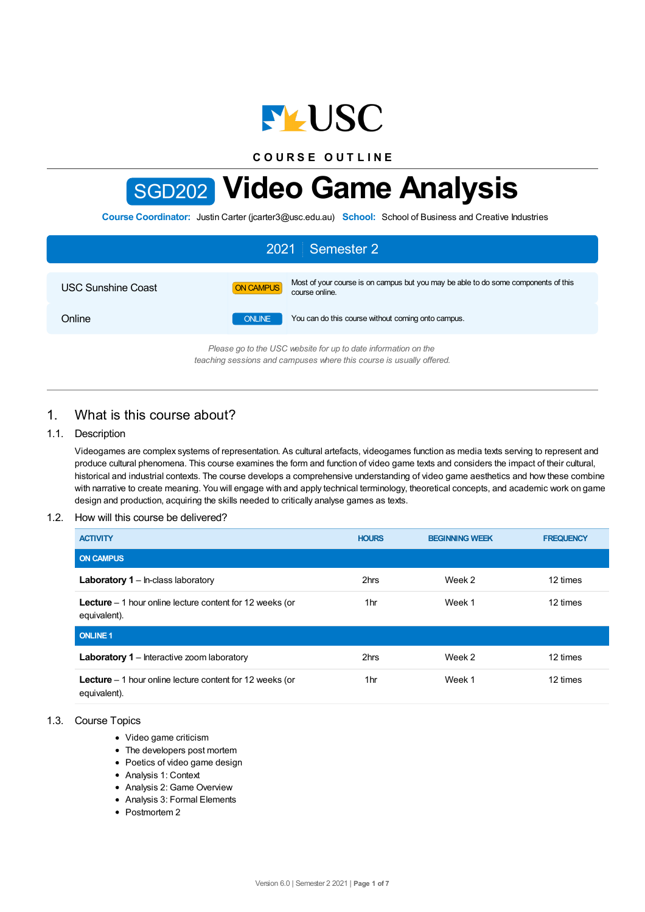COURSE OUTLINE

# SGD202 Video Game Analysis

**Course Coordinator:** Justin Carter (jcarter3@usc.edu.au) **School:** School of Business and Creative Industries

## 2021 | Semester 2

| | | |
|---|---|---|
| USC Sunshine Coast | ON CAMPUS | Most of your course is on campus but you may be able to do some components of this course online. |
| Online | ONLINE | You can do this course without coming onto campus. |

*Please go to the USC website for up to date information on the teaching sessions and campuses where this course is usually offered.*

## 1. What is this course about?

### 1.1. Description

Videogames are complex systems of representation. As cultural artefacts, videogames function as media texts serving to represent and produce cultural phenomena. This course examines the form and function of video game texts and considers the impact of their cultural, historical and industrial contexts. The course develops a comprehensive understanding of video game aesthetics and how these combine with narrative to create meaning. You will engage with and apply technical terminology, theoretical concepts, and academic work on game design and production, acquiring the skills needed to critically analyse games as texts.

### 1.2. How will this course be delivered?

| ACTIVITY | HOURS | BEGINNING WEEK | FREQUENCY |
|---|---|---|---|
| **ON CAMPUS** | | | |
| **Laboratory 1** – In-class laboratory | 2hrs | Week 2 | 12 times |
| **Lecture** – 1 hour online lecture content for 12 weeks (or equivalent). | 1hr | Week 1 | 12 times |
| **ONLINE 1** | | | |
| **Laboratory 1** – Interactive zoom laboratory | 2hrs | Week 2 | 12 times |
| **Lecture** – 1 hour online lecture content for 12 weeks (or equivalent). | 1hr | Week 1 | 12 times |

### 1.3. Course Topics

- Video game criticism
- The developers post mortem
- Poetics of video game design
- Analysis 1: Context
- Analysis 2: Game Overview
- Analysis 3: Formal Elements
- Postmortem 2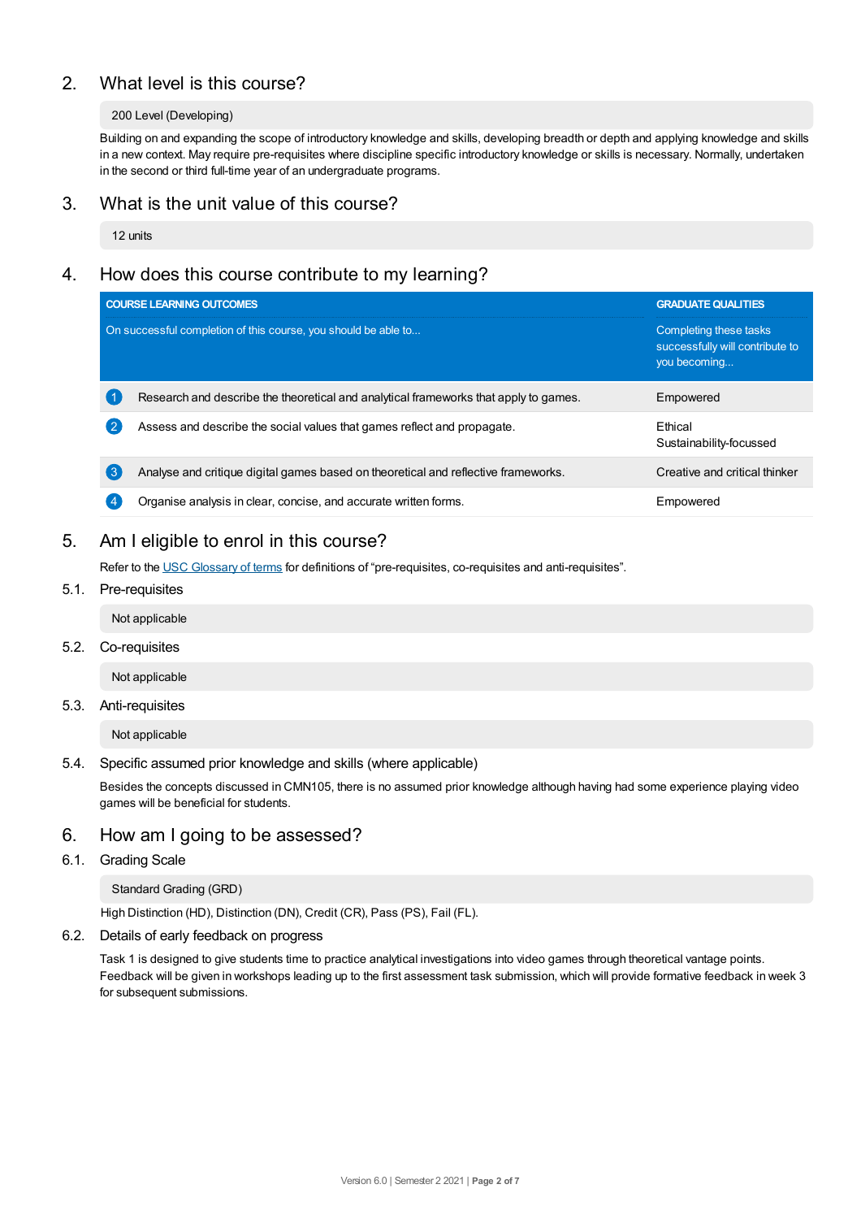## 2. What level is this course?

200 Level (Developing)

Building on and expanding the scope of introductory knowledge and skills, developing breadth or depth and applying knowledge and skills in a new context. May require pre-requisites where discipline specific introductory knowledge or skills is necessary. Normally, undertaken in the second or third full-time year of an undergraduate programs.

## 3. What is the unit value of this course?

12 units

## 4. How does this course contribute to my learning?

| | COURSE LEARNING OUTCOMES<br>On successful completion of this course, you should be able to... | GRADUATE QUALITIES<br>Completing these tasks successfully will contribute to you becoming... |
|---|---|---|
| 1 | Research and describe the theoretical and analytical frameworks that apply to games. | Empowered |
| 2 | Assess and describe the social values that games reflect and propagate. | Ethical<br>Sustainability-focussed |
| 3 | Analyse and critique digital games based on theoretical and reflective frameworks. | Creative and critical thinker |
| 4 | Organise analysis in clear, concise, and accurate written forms. | Empowered |

## 5. Am I eligible to enrol in this course?

Refer to the USC Glossary of terms for definitions of "pre-requisites, co-requisites and anti-requisites".

### 5.1. Pre-requisites

Not applicable

### 5.2. Co-requisites

Not applicable

### 5.3. Anti-requisites

Not applicable

### 5.4. Specific assumed prior knowledge and skills (where applicable)

Besides the concepts discussed in CMN105, there is no assumed prior knowledge although having had some experience playing video games will be beneficial for students.

## 6. How am I going to be assessed?

### 6.1. Grading Scale

Standard Grading (GRD)

High Distinction (HD), Distinction (DN), Credit (CR), Pass (PS), Fail (FL).

### 6.2. Details of early feedback on progress

Task 1 is designed to give students time to practice analytical investigations into video games through theoretical vantage points. Feedback will be given in workshops leading up to the first assessment task submission, which will provide formative feedback in week 3 for subsequent submissions.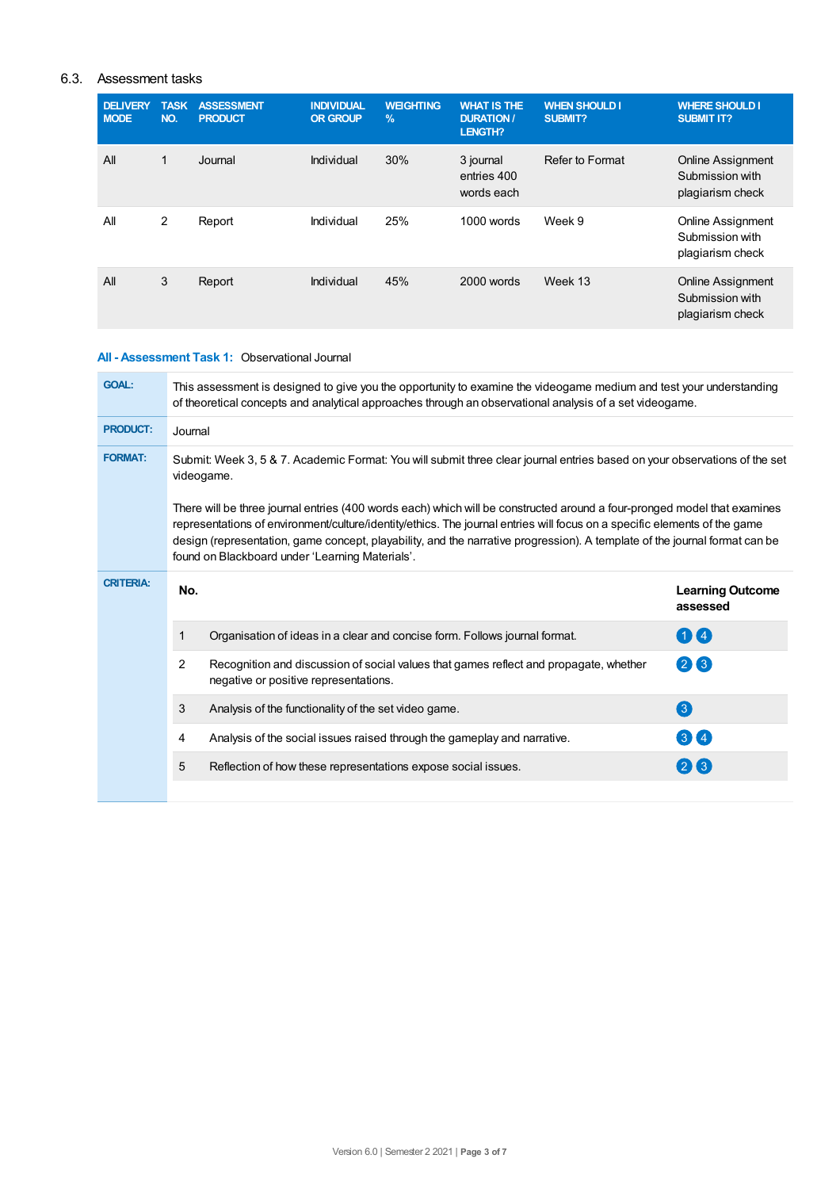## 6.3. Assessment tasks

| DELIVERY MODE | TASK NO. | ASSESSMENT PRODUCT | INDIVIDUAL OR GROUP | WEIGHTING % | WHAT IS THE DURATION / LENGTH? | WHEN SHOULD I SUBMIT? | WHERE SHOULD I SUBMIT IT? |
|---|---|---|---|---|---|---|---|
| All | 1 | Journal | Individual | 30% | 3 journal entries 400 words each | Refer to Format | Online Assignment Submission with plagiarism check |
| All | 2 | Report | Individual | 25% | 1000 words | Week 9 | Online Assignment Submission with plagiarism check |
| All | 3 | Report | Individual | 45% | 2000 words | Week 13 | Online Assignment Submission with plagiarism check |

### All - Assessment Task 1: Observational Journal

**GOAL:** This assessment is designed to give you the opportunity to examine the videogame medium and test your understanding of theoretical concepts and analytical approaches through an observational analysis of a set videogame.

**PRODUCT:** Journal

**FORMAT:** Submit: Week 3, 5 & 7. Academic Format: You will submit three clear journal entries based on your observations of the set videogame.

There will be three journal entries (400 words each) which will be constructed around a four-pronged model that examines representations of environment/culture/identity/ethics. The journal entries will focus on a specific elements of the game design (representation, game concept, playability, and the narrative progression). A template of the journal format can be found on Blackboard under 'Learning Materials'.

**CRITERIA:**

| No. | | Learning Outcome assessed |
|---|---|---|
| 1 | Organisation of ideas in a clear and concise form. Follows journal format. | 1 4 |
| 2 | Recognition and discussion of social values that games reflect and propagate, whether negative or positive representations. | 2 3 |
| 3 | Analysis of the functionality of the set video game. | 3 |
| 4 | Analysis of the social issues raised through the gameplay and narrative. | 3 4 |
| 5 | Reflection of how these representations expose social issues. | 2 3 |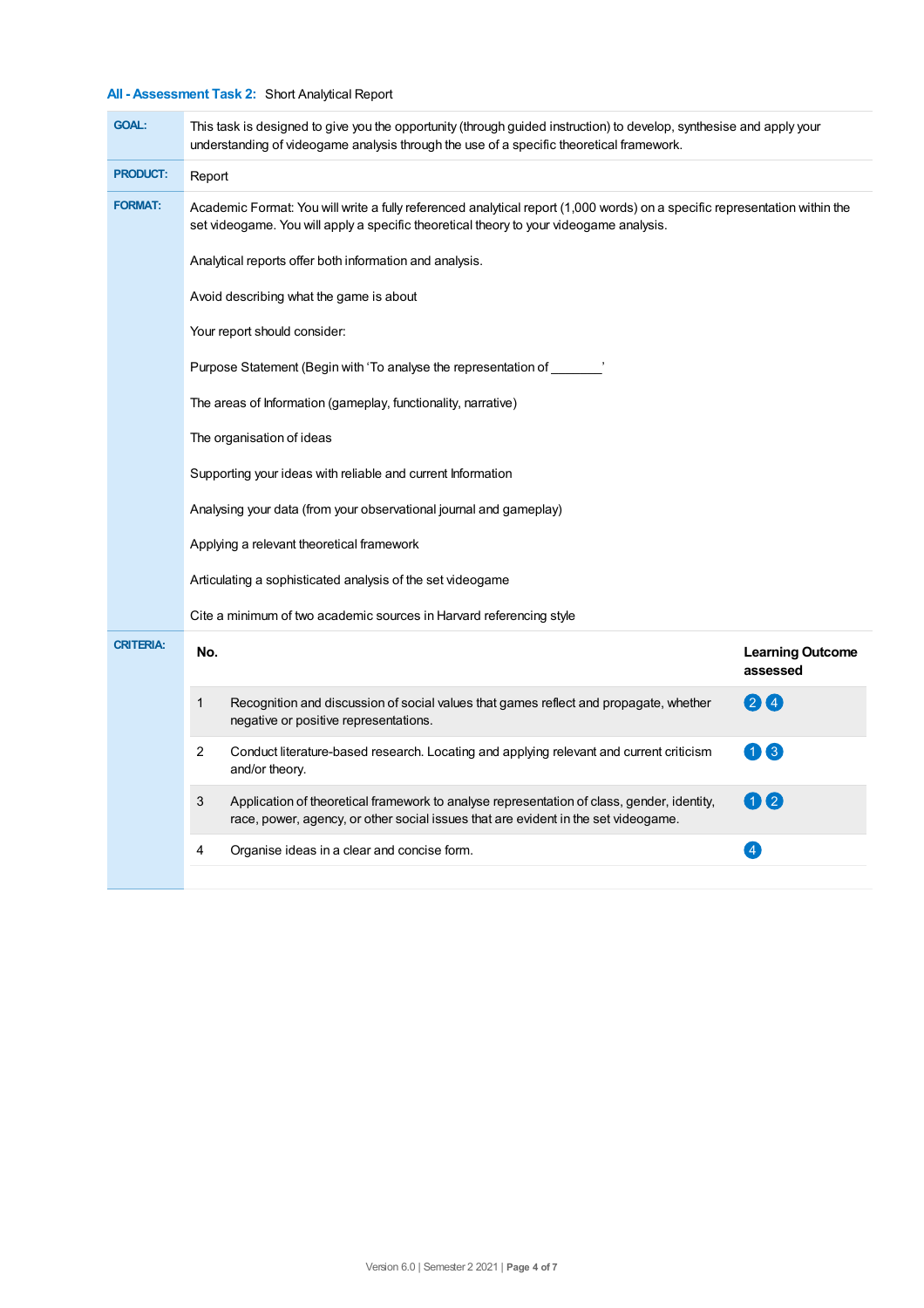### All - Assessment Task 2: Short Analytical Report

**GOAL:** This task is designed to give you the opportunity (through guided instruction) to develop, synthesise and apply your understanding of videogame analysis through the use of a specific theoretical framework.

**PRODUCT:** Report

**FORMAT:** Academic Format: You will write a fully referenced analytical report (1,000 words) on a specific representation within the set videogame. You will apply a specific theoretical theory to your videogame analysis.

Analytical reports offer both information and analysis.

Avoid describing what the game is about

Your report should consider:

Purpose Statement (Begin with 'To analyse the representation of _______'

The areas of Information (gameplay, functionality, narrative)

The organisation of ideas

Supporting your ideas with reliable and current Information

Analysing your data (from your observational journal and gameplay)

Applying a relevant theoretical framework

Articulating a sophisticated analysis of the set videogame

Cite a minimum of two academic sources in Harvard referencing style

**CRITERIA:**

| No. | | Learning Outcome assessed |
|---|---|---|
| 1 | Recognition and discussion of social values that games reflect and propagate, whether negative or positive representations. | 2 4 |
| 2 | Conduct literature-based research. Locating and applying relevant and current criticism and/or theory. | 1 3 |
| 3 | Application of theoretical framework to analyse representation of class, gender, identity, race, power, agency, or other social issues that are evident in the set videogame. | 1 2 |
| 4 | Organise ideas in a clear and concise form. | 4 |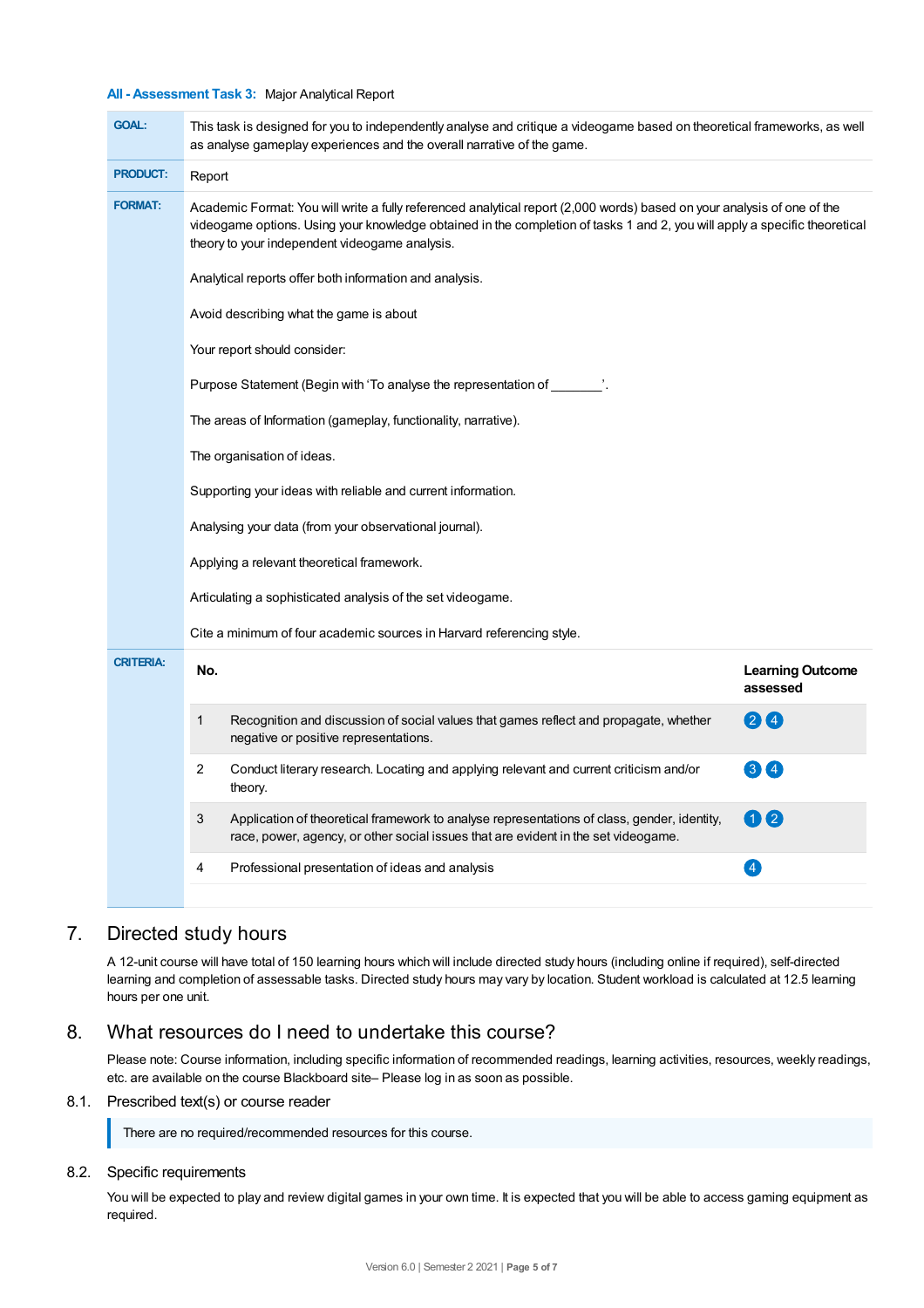**All - Assessment Task 3:** Major Analytical Report

| | |
|---|---|
| **GOAL:** | This task is designed for you to independently analyse and critique a videogame based on theoretical frameworks, as well as analyse gameplay experiences and the overall narrative of the game. |
| **PRODUCT:** | Report |
| **FORMAT:** | Academic Format: You will write a fully referenced analytical report (2,000 words) based on your analysis of one of the videogame options. Using your knowledge obtained in the completion of tasks 1 and 2, you will apply a specific theoretical theory to your independent videogame analysis.<br><br>Analytical reports offer both information and analysis.<br><br>Avoid describing what the game is about<br><br>Your report should consider:<br><br>Purpose Statement (Begin with 'To analyse the representation of _______'.<br><br>The areas of Information (gameplay, functionality, narrative).<br><br>The organisation of ideas.<br><br>Supporting your ideas with reliable and current information.<br><br>Analysing your data (from your observational journal).<br><br>Applying a relevant theoretical framework.<br><br>Articulating a sophisticated analysis of the set videogame.<br><br>Cite a minimum of four academic sources in Harvard referencing style. |

**CRITERIA:**

| No. | | Learning Outcome assessed |
|---|---|---|
| 1 | Recognition and discussion of social values that games reflect and propagate, whether negative or positive representations. | 2 4 |
| 2 | Conduct literary research. Locating and applying relevant and current criticism and/or theory. | 3 4 |
| 3 | Application of theoretical framework to analyse representations of class, gender, identity, race, power, agency, or other social issues that are evident in the set videogame. | 1 2 |
| 4 | Professional presentation of ideas and analysis | 4 |

## 7. Directed study hours

A 12-unit course will have total of 150 learning hours which will include directed study hours (including online if required), self-directed learning and completion of assessable tasks. Directed study hours may vary by location. Student workload is calculated at 12.5 learning hours per one unit.

## 8. What resources do I need to undertake this course?

Please note: Course information, including specific information of recommended readings, learning activities, resources, weekly readings, etc. are available on the course Blackboard site– Please log in as soon as possible.

### 8.1. Prescribed text(s) or course reader

There are no required/recommended resources for this course.

### 8.2. Specific requirements

You will be expected to play and review digital games in your own time. It is expected that you will be able to access gaming equipment as required.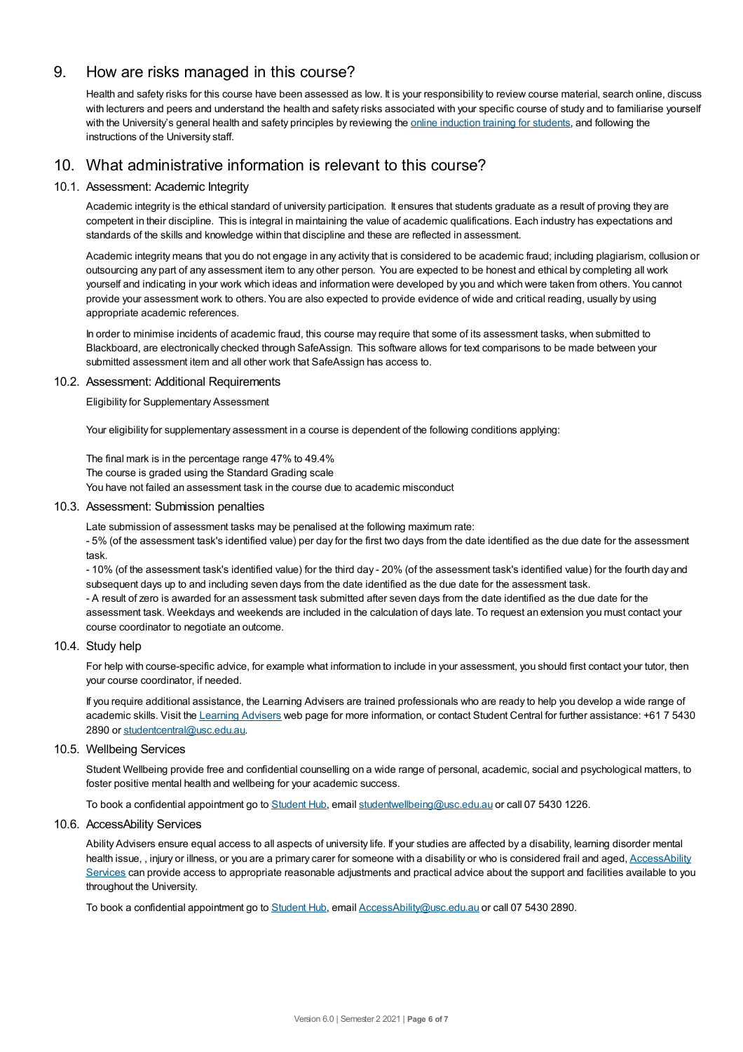## 9. How are risks managed in this course?

Health and safety risks for this course have been assessed as low. It is your responsibility to review course material, search online, discuss with lecturers and peers and understand the health and safety risks associated with your specific course of study and to familiarise yourself with the University's general health and safety principles by reviewing the online induction training for students, and following the instructions of the University staff.

## 10. What administrative information is relevant to this course?

### 10.1. Assessment: Academic Integrity

Academic integrity is the ethical standard of university participation. It ensures that students graduate as a result of proving they are competent in their discipline. This is integral in maintaining the value of academic qualifications. Each industry has expectations and standards of the skills and knowledge within that discipline and these are reflected in assessment.

Academic integrity means that you do not engage in any activity that is considered to be academic fraud; including plagiarism, collusion or outsourcing any part of any assessment item to any other person. You are expected to be honest and ethical by completing all work yourself and indicating in your work which ideas and information were developed by you and which were taken from others. You cannot provide your assessment work to others. You are also expected to provide evidence of wide and critical reading, usually by using appropriate academic references.

In order to minimise incidents of academic fraud, this course may require that some of its assessment tasks, when submitted to Blackboard, are electronically checked through SafeAssign. This software allows for text comparisons to be made between your submitted assessment item and all other work that SafeAssign has access to.

### 10.2. Assessment: Additional Requirements

Eligibility for Supplementary Assessment

Your eligibility for supplementary assessment in a course is dependent of the following conditions applying:

The final mark is in the percentage range 47% to 49.4%
The course is graded using the Standard Grading scale
You have not failed an assessment task in the course due to academic misconduct

### 10.3. Assessment: Submission penalties

Late submission of assessment tasks may be penalised at the following maximum rate:
- 5% (of the assessment task's identified value) per day for the first two days from the date identified as the due date for the assessment task.
- 10% (of the assessment task's identified value) for the third day - 20% (of the assessment task's identified value) for the fourth day and subsequent days up to and including seven days from the date identified as the due date for the assessment task.
- A result of zero is awarded for an assessment task submitted after seven days from the date identified as the due date for the assessment task. Weekdays and weekends are included in the calculation of days late. To request an extension you must contact your course coordinator to negotiate an outcome.

### 10.4. Study help

For help with course-specific advice, for example what information to include in your assessment, you should first contact your tutor, then your course coordinator, if needed.

If you require additional assistance, the Learning Advisers are trained professionals who are ready to help you develop a wide range of academic skills. Visit the Learning Advisers web page for more information, or contact Student Central for further assistance: +61 7 5430 2890 or studentcentral@usc.edu.au.

### 10.5. Wellbeing Services

Student Wellbeing provide free and confidential counselling on a wide range of personal, academic, social and psychological matters, to foster positive mental health and wellbeing for your academic success.

To book a confidential appointment go to Student Hub, email studentwellbeing@usc.edu.au or call 07 5430 1226.

### 10.6. AccessAbility Services

Ability Advisers ensure equal access to all aspects of university life. If your studies are affected by a disability, learning disorder mental health issue, , injury or illness, or you are a primary carer for someone with a disability or who is considered frail and aged, AccessAbility Services can provide access to appropriate reasonable adjustments and practical advice about the support and facilities available to you throughout the University.

To book a confidential appointment go to Student Hub, email AccessAbility@usc.edu.au or call 07 5430 2890.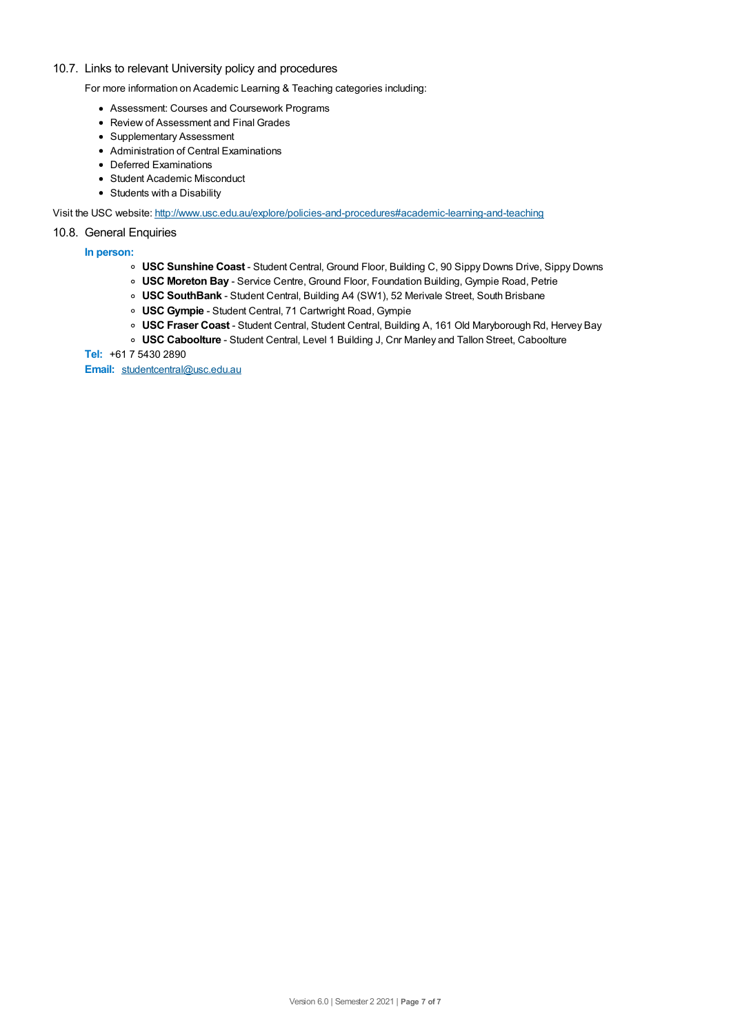### 10.7. Links to relevant University policy and procedures

For more information on Academic Learning & Teaching categories including:

- Assessment: Courses and Coursework Programs
- Review of Assessment and Final Grades
- Supplementary Assessment
- Administration of Central Examinations
- Deferred Examinations
- Student Academic Misconduct
- Students with a Disability

Visit the USC website: [http://www.usc.edu.au/explore/policies-and-procedures#academic-learning-and-teaching](http://www.usc.edu.au/explore/policies-and-procedures#academic-learning-and-teaching)

### 10.8. General Enquiries

**In person:**

- **USC Sunshine Coast** - Student Central, Ground Floor, Building C, 90 Sippy Downs Drive, Sippy Downs
- **USC Moreton Bay** - Service Centre, Ground Floor, Foundation Building, Gympie Road, Petrie
- **USC SouthBank** - Student Central, Building A4 (SW1), 52 Merivale Street, South Brisbane
- **USC Gympie** - Student Central, 71 Cartwright Road, Gympie
- **USC Fraser Coast** - Student Central, Student Central, Building A, 161 Old Maryborough Rd, Hervey Bay
- **USC Caboolture** - Student Central, Level 1 Building J, Cnr Manley and Tallon Street, Caboolture

**Tel:** +61 7 5430 2890

**Email:** [studentcentral@usc.edu.au](mailto:studentcentral@usc.edu.au)